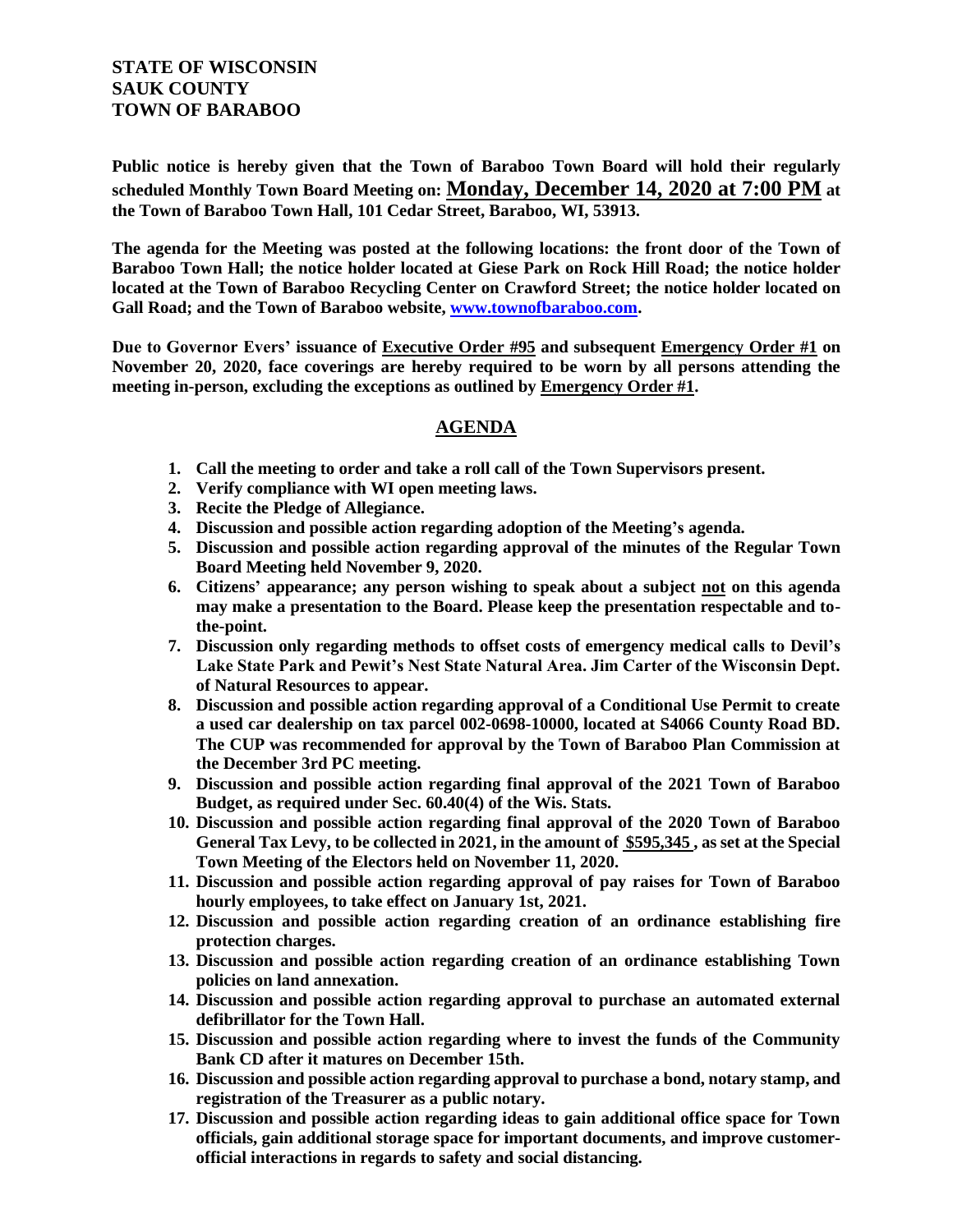**STATE OF WISCONSIN**
**SAUK COUNTY**
**TOWN OF BARABOO**

**Public notice is hereby given that the Town of Baraboo Town Board will hold their regularly scheduled Monthly Town Board Meeting on: Monday, December 14, 2020 at 7:00 PM at the Town of Baraboo Town Hall, 101 Cedar Street, Baraboo, WI, 53913.**

**The agenda for the Meeting was posted at the following locations: the front door of the Town of Baraboo Town Hall; the notice holder located at Giese Park on Rock Hill Road; the notice holder located at the Town of Baraboo Recycling Center on Crawford Street; the notice holder located on Gall Road; and the Town of Baraboo website, www.townofbaraboo.com.**

**Due to Governor Evers' issuance of Executive Order #95 and subsequent Emergency Order #1 on November 20, 2020, face coverings are hereby required to be worn by all persons attending the meeting in-person, excluding the exceptions as outlined by Emergency Order #1.**

## AGENDA

1. **Call the meeting to order and take a roll call of the Town Supervisors present.**
2. **Verify compliance with WI open meeting laws.**
3. **Recite the Pledge of Allegiance.**
4. **Discussion and possible action regarding adoption of the Meeting's agenda.**
5. **Discussion and possible action regarding approval of the minutes of the Regular Town Board Meeting held November 9, 2020.**
6. **Citizens' appearance; any person wishing to speak about a subject not on this agenda may make a presentation to the Board. Please keep the presentation respectable and to-the-point.**
7. **Discussion only regarding methods to offset costs of emergency medical calls to Devil's Lake State Park and Pewit's Nest State Natural Area. Jim Carter of the Wisconsin Dept. of Natural Resources to appear.**
8. **Discussion and possible action regarding approval of a Conditional Use Permit to create a used car dealership on tax parcel 002-0698-10000, located at S4066 County Road BD. The CUP was recommended for approval by the Town of Baraboo Plan Commission at the December 3rd PC meeting.**
9. **Discussion and possible action regarding final approval of the 2021 Town of Baraboo Budget, as required under Sec. 60.40(4) of the Wis. Stats.**
10. **Discussion and possible action regarding final approval of the 2020 Town of Baraboo General Tax Levy, to be collected in 2021, in the amount of $595,345 , as set at the Special Town Meeting of the Electors held on November 11, 2020.**
11. **Discussion and possible action regarding approval of pay raises for Town of Baraboo hourly employees, to take effect on January 1st, 2021.**
12. **Discussion and possible action regarding creation of an ordinance establishing fire protection charges.**
13. **Discussion and possible action regarding creation of an ordinance establishing Town policies on land annexation.**
14. **Discussion and possible action regarding approval to purchase an automated external defibrillator for the Town Hall.**
15. **Discussion and possible action regarding where to invest the funds of the Community Bank CD after it matures on December 15th.**
16. **Discussion and possible action regarding approval to purchase a bond, notary stamp, and registration of the Treasurer as a public notary.**
17. **Discussion and possible action regarding ideas to gain additional office space for Town officials, gain additional storage space for important documents, and improve customer-official interactions in regards to safety and social distancing.**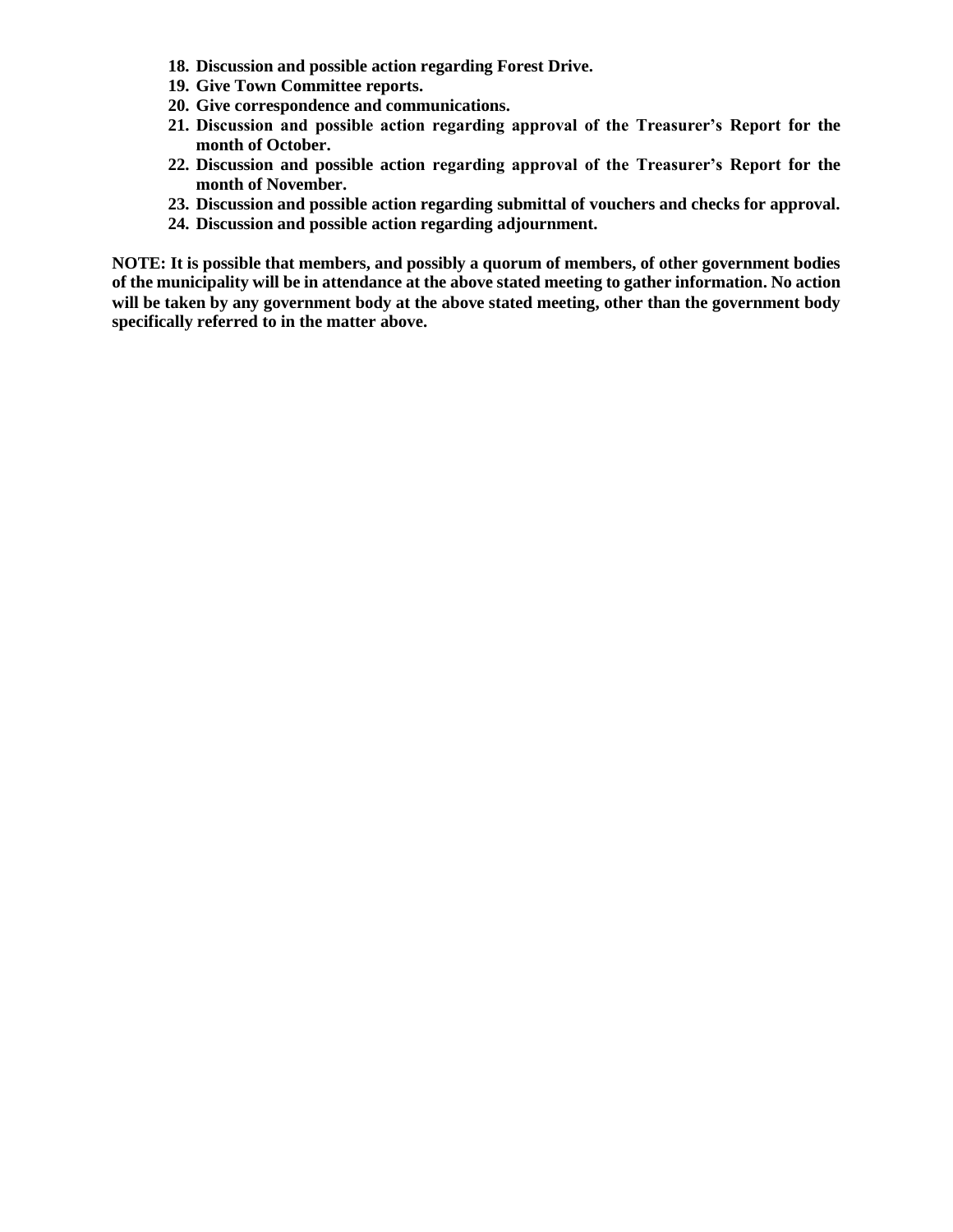18. **Discussion and possible action regarding Forest Drive.**
19. **Give Town Committee reports.**
20. **Give correspondence and communications.**
21. **Discussion and possible action regarding approval of the Treasurer's Report for the month of October.**
22. **Discussion and possible action regarding approval of the Treasurer's Report for the month of November.**
23. **Discussion and possible action regarding submittal of vouchers and checks for approval.**
24. **Discussion and possible action regarding adjournment.**

**NOTE: It is possible that members, and possibly a quorum of members, of other government bodies of the municipality will be in attendance at the above stated meeting to gather information. No action will be taken by any government body at the above stated meeting, other than the government body specifically referred to in the matter above.**